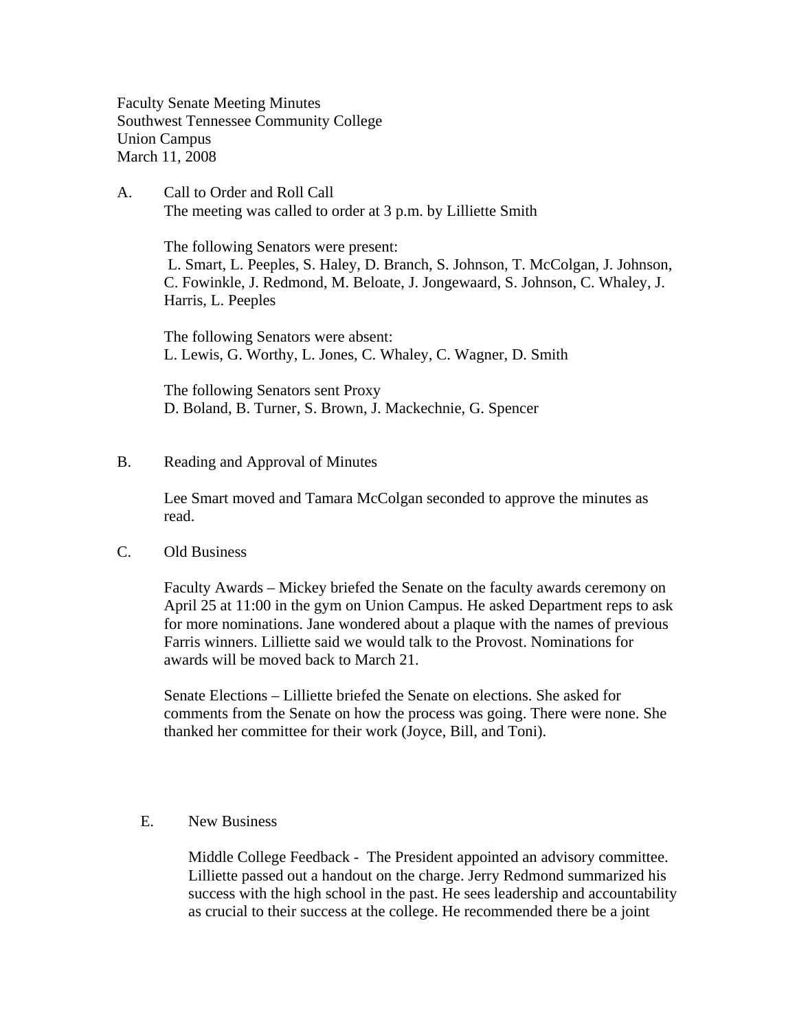Faculty Senate Meeting Minutes
Southwest Tennessee Community College
Union Campus
March 11, 2008

A. Call to Order and Roll Call

The meeting was called to order at 3 p.m. by Lilliette Smith

The following Senators were present:
L. Smart, L. Peeples, S. Haley, D. Branch, S. Johnson, T. McColgan, J. Johnson, C. Fowinkle, J. Redmond, M. Beloate, J. Jongewaard, S. Johnson, C. Whaley, J. Harris, L. Peeples

The following Senators were absent:
L. Lewis, G. Worthy, L. Jones, C. Whaley, C. Wagner, D. Smith

The following Senators sent Proxy
D. Boland, B. Turner, S. Brown, J. Mackechnie, G. Spencer

B. Reading and Approval of Minutes

Lee Smart moved and Tamara McColgan seconded to approve the minutes as read.

C. Old Business

Faculty Awards – Mickey briefed the Senate on the faculty awards ceremony on April 25 at 11:00 in the gym on Union Campus. He asked Department reps to ask for more nominations. Jane wondered about a plaque with the names of previous Farris winners. Lilliette said we would talk to the Provost. Nominations for awards will be moved back to March 21.

Senate Elections – Lilliette briefed the Senate on elections. She asked for comments from the Senate on how the process was going. There were none. She thanked her committee for their work (Joyce, Bill, and Toni).

E. New Business

Middle College Feedback - The President appointed an advisory committee. Lilliette passed out a handout on the charge. Jerry Redmond summarized his success with the high school in the past. He sees leadership and accountability as crucial to their success at the college. He recommended there be a joint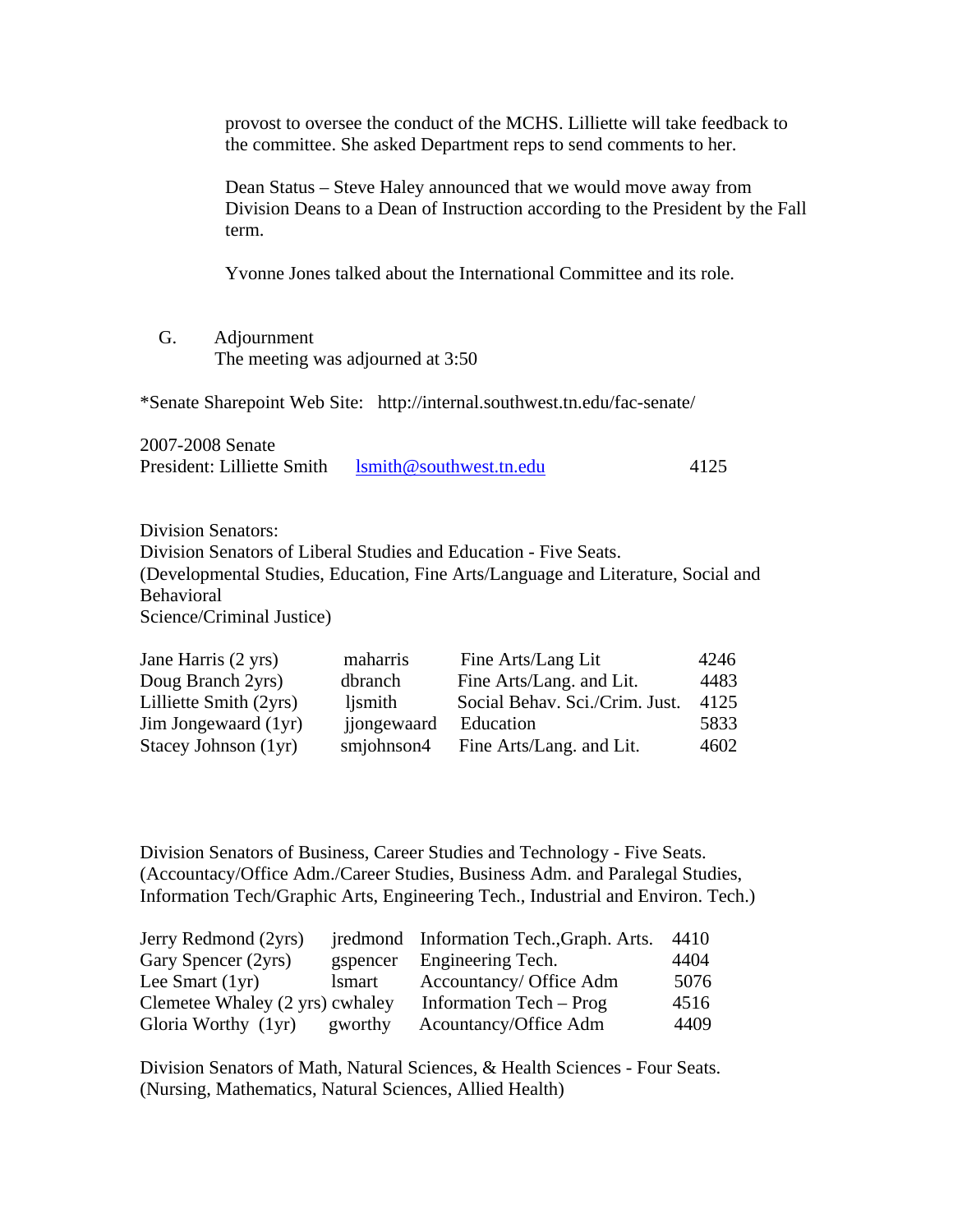provost to oversee the conduct of the MCHS. Lilliette will take feedback to the committee. She asked Department reps to send comments to her.

Dean Status – Steve Haley announced that we would move away from Division Deans to a Dean of Instruction according to the President by the Fall term.

Yvonne Jones talked about the International Committee and its role.

G. Adjournment
The meeting was adjourned at 3:50

*Senate Sharepoint Web Site: http://internal.southwest.tn.edu/fac-senate/

2007-2008 Senate
President: Lilliette Smith lsmith@southwest.tn.edu 4125

Division Senators:
Division Senators of Liberal Studies and Education - Five Seats.
(Developmental Studies, Education, Fine Arts/Language and Literature, Social and Behavioral
Science/Criminal Justice)

| | | | |
|---|---|---|---|
| Jane Harris (2 yrs) | maharris | Fine Arts/Lang Lit | 4246 |
| Doug Branch 2yrs) | dbranch | Fine Arts/Lang. and Lit. | 4483 |
| Lilliette Smith (2yrs) | ljsmith | Social Behav. Sci./Crim. Just. | 4125 |
| Jim Jongewaard (1yr) | jjongewaard | Education | 5833 |
| Stacey Johnson (1yr) | smjohnson4 | Fine Arts/Lang. and Lit. | 4602 |

Division Senators of Business, Career Studies and Technology - Five Seats.
(Accountacy/Office Adm./Career Studies, Business Adm. and Paralegal Studies, Information Tech/Graphic Arts, Engineering Tech., Industrial and Environ. Tech.)

| | | | |
|---|---|---|---|
| Jerry Redmond (2yrs) | jredmond | Information Tech.,Graph. Arts. | 4410 |
| Gary Spencer (2yrs) | gspencer | Engineering Tech. | 4404 |
| Lee Smart (1yr) | lsmart | Accountancy/ Office Adm | 5076 |
| Clemetee Whaley (2 yrs) | cwhaley | Information Tech – Prog | 4516 |
| Gloria Worthy (1yr) | gworthy | Acountancy/Office Adm | 4409 |

Division Senators of Math, Natural Sciences, & Health Sciences - Four Seats.
(Nursing, Mathematics, Natural Sciences, Allied Health)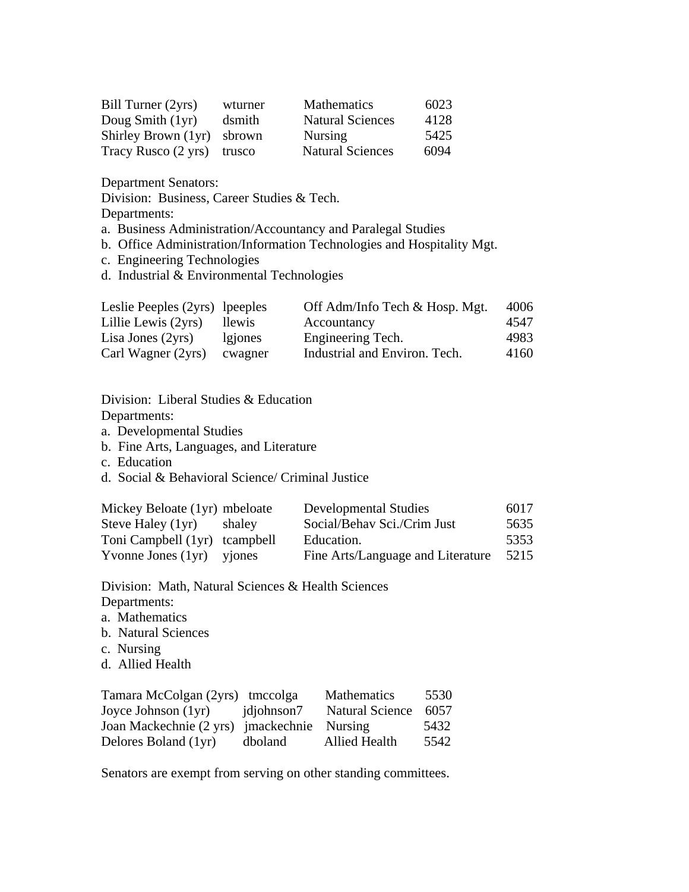| | | | |
|---|---|---|---|
| Bill Turner (2yrs) | wturner | Mathematics | 6023 |
| Doug Smith (1yr) | dsmith | Natural Sciences | 4128 |
| Shirley Brown (1yr) | sbrown | Nursing | 5425 |
| Tracy Rusco (2 yrs) | trusco | Natural Sciences | 6094 |

Department Senators:
Division: Business, Career Studies & Tech.
Departments:

a. Business Administration/Accountancy and Paralegal Studies
b. Office Administration/Information Technologies and Hospitality Mgt.
c. Engineering Technologies
d. Industrial & Environmental Technologies

| | | | |
|---|---|---|---|
| Leslie Peeples (2yrs) | lpeeples | Off Adm/Info Tech & Hosp. Mgt. | 4006 |
| Lillie Lewis (2yrs) | llewis | Accountancy | 4547 |
| Lisa Jones (2yrs) | lgjones | Engineering Tech. | 4983 |
| Carl Wagner (2yrs) | cwagner | Industrial and Environ. Tech. | 4160 |

Division: Liberal Studies & Education
Departments:

a. Developmental Studies
b. Fine Arts, Languages, and Literature
c. Education
d. Social & Behavioral Science/ Criminal Justice

| | | | |
|---|---|---|---|
| Mickey Beloate (1yr) | mbeloate | Developmental Studies | 6017 |
| Steve Haley (1yr) | shaley | Social/Behav Sci./Crim Just | 5635 |
| Toni Campbell (1yr) | tcampbell | Education. | 5353 |
| Yvonne Jones (1yr) | yjones | Fine Arts/Language and Literature | 5215 |

Division: Math, Natural Sciences & Health Sciences
Departments:

a. Mathematics
b. Natural Sciences
c. Nursing
d. Allied Health

| | | | |
|---|---|---|---|
| Tamara McColgan (2yrs) | tmccolga | Mathematics | 5530 |
| Joyce Johnson (1yr) | jdjohnson7 | Natural Science | 6057 |
| Joan Mackechnie (2 yrs) | jmackechnie | Nursing | 5432 |
| Delores Boland (1yr) | dboland | Allied Health | 5542 |

Senators are exempt from serving on other standing committees.